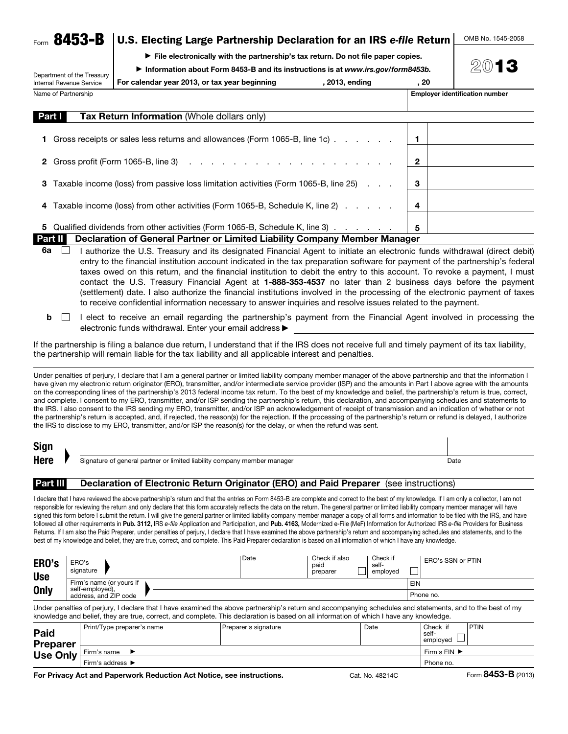Form **8453-B**

# U.S. Electing Large Partnership Declaration for an IRS *e-file* Return

OMB No. 1545-2058

**2013**

Department of the Treasury
Internal Revenue Service

▶ File electronically with the partnership's tax return. Do not file paper copies.

▶ Information about Form 8453-B and its instructions is at *www.irs.gov/form8453b.*

For calendar year 2013, or tax year beginning , 2013, ending , 20

Name of Partnership | Employer identification number

## Part I Tax Return Information (Whole dollars only)

| | | | |
|---|---|---|---|
| **1** | Gross receipts or sales less returns and allowances (Form 1065-B, line 1c) | **1** | |
| **2** | Gross profit (Form 1065-B, line 3) | **2** | |
| **3** | Taxable income (loss) from passive loss limitation activities (Form 1065-B, line 25) | **3** | |
| **4** | Taxable income (loss) from other activities (Form 1065-B, Schedule K, line 2) | **4** | |
| **5** | Qualified dividends from other activities (Form 1065-B, Schedule K, line 3) | **5** | |

## Part II Declaration of General Partner or Limited Liability Company Member Manager

**6a** ☐ I authorize the U.S. Treasury and its designated Financial Agent to initiate an electronic funds withdrawal (direct debit) entry to the financial institution account indicated in the tax preparation software for payment of the partnership's federal taxes owed on this return, and the financial institution to debit the entry to this account. To revoke a payment, I must contact the U.S. Treasury Financial Agent at **1-888-353-4537** no later than 2 business days before the payment (settlement) date. I also authorize the financial institutions involved in the processing of the electronic payment of taxes to receive confidential information necessary to answer inquiries and resolve issues related to the payment.

**b** ☐ I elect to receive an email regarding the partnership's payment from the Financial Agent involved in processing the electronic funds withdrawal. Enter your email address ▶

If the partnership is filing a balance due return, I understand that if the IRS does not receive full and timely payment of its tax liability, the partnership will remain liable for the tax liability and all applicable interest and penalties.

Under penalties of perjury, I declare that I am a general partner or limited liability company member manager of the above partnership and that the information I have given my electronic return originator (ERO), transmitter, and/or intermediate service provider (ISP) and the amounts in Part I above agree with the amounts on the corresponding lines of the partnership's 2013 federal income tax return. To the best of my knowledge and belief, the partnership's return is true, correct, and complete. I consent to my ERO, transmitter, and/or ISP sending the partnership's return, this declaration, and accompanying schedules and statements to the IRS. I also consent to the IRS sending my ERO, transmitter, and/or ISP an acknowledgement of receipt of transmission and an indication of whether or not the partnership's return is accepted, and, if rejected, the reason(s) for the rejection. If the processing of the partnership's return or refund is delayed, I authorize the IRS to disclose to my ERO, transmitter, and/or ISP the reason(s) for the delay, or when the refund was sent.

**Sign Here** ▶ Signature of general partner or limited liability company member manager | Date

## Part III Declaration of Electronic Return Originator (ERO) and Paid Preparer (see instructions)

I declare that I have reviewed the above partnership's return and that the entries on Form 8453-B are complete and correct to the best of my knowledge. If I am only a collector, I am not responsible for reviewing the return and only declare that this form accurately reflects the data on the return. The general partner or limited liability company member manager will have signed this form before I submit the return. I will give the general partner or limited liability company member manager a copy of all forms and information to be filed with the IRS, and have followed all other requirements in **Pub. 3112,** IRS *e-file* Application and Participation, and **Pub. 4163,** Modernized e-File (MeF) Information for Authorized IRS *e-file* Providers for Business Returns. If I am also the Paid Preparer, under penalties of perjury, I declare that I have examined the above partnership's return and accompanying schedules and statements, and to the best of my knowledge and belief, they are true, correct, and complete. This Paid Preparer declaration is based on all information of which I have any knowledge.

| **ERO's Use Only** | | | | | |
|---|---|---|---|---|---|
| ERO's signature ▶ | Date | Check if also paid preparer ☐ | Check if self-employed ☐ | ERO's SSN or PTIN | |
| Firm's name (or yours if self-employed), address, and ZIP code ▶ | | | | EIN | |
| | | | | Phone no. | |

Under penalties of perjury, I declare that I have examined the above partnership's return and accompanying schedules and statements, and to the best of my knowledge and belief, they are true, correct, and complete. This declaration is based on all information of which I have any knowledge.

| **Paid Preparer Use Only** | | | | |
|---|---|---|---|---|
| Print/Type preparer's name | Preparer's signature | Date | Check if self-employed ☐ | PTIN |
| Firm's name ▶ | | | Firm's EIN ▶ | |
| Firm's address ▶ | | | Phone no. | |

**For Privacy Act and Paperwork Reduction Act Notice, see instructions.** Cat. No. 48214C Form **8453-B** (2013)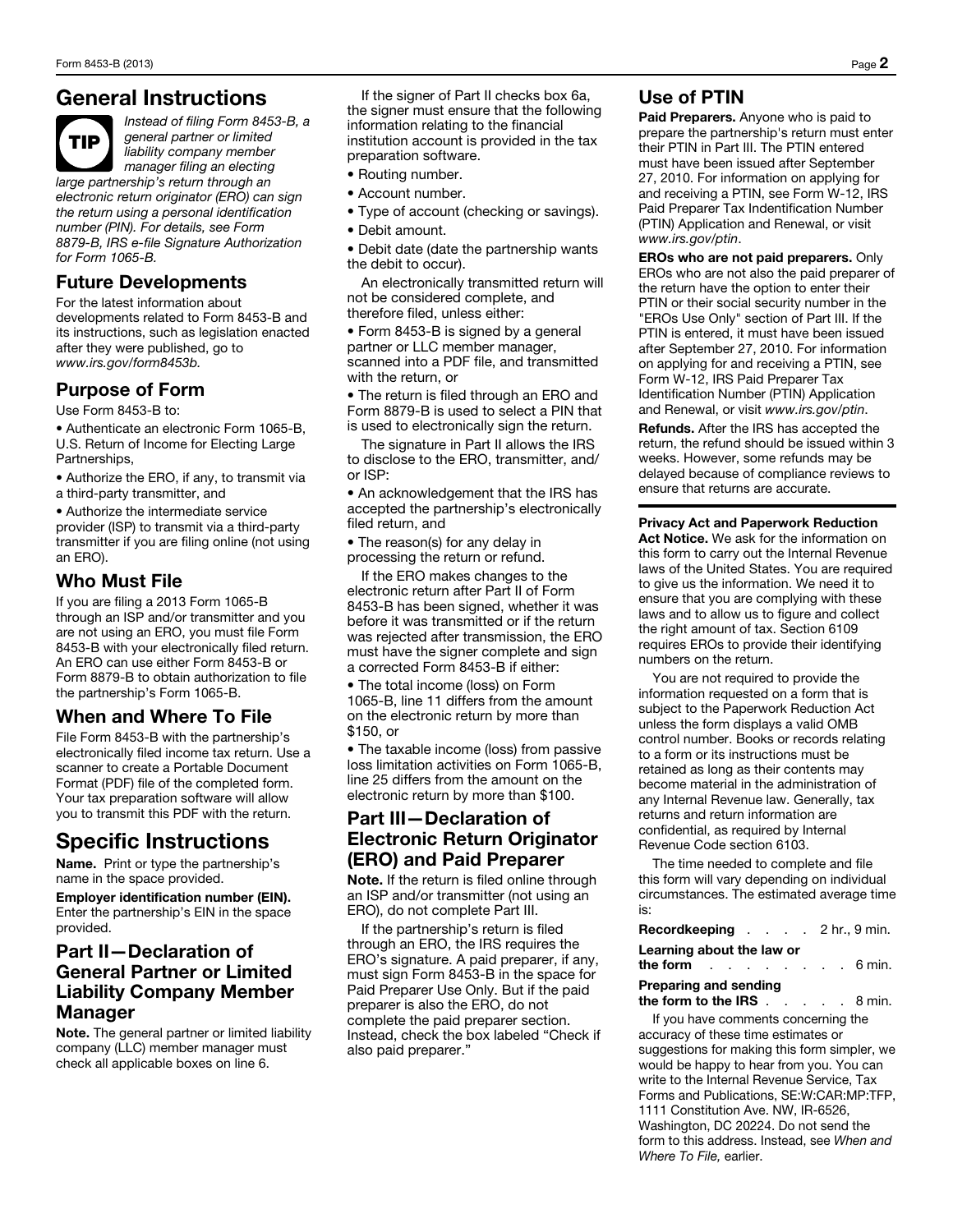# General Instructions

**TIP** *Instead of filing Form 8453-B, a general partner or limited liability company member manager filing an electing large partnership's return through an electronic return originator (ERO) can sign the return using a personal identification number (PIN). For details, see Form 8879-B, IRS e-file Signature Authorization for Form 1065-B.*

## Future Developments

For the latest information about developments related to Form 8453-B and its instructions, such as legislation enacted after they were published, go to *www.irs.gov/form8453b.*

## Purpose of Form

Use Form 8453-B to:

- Authenticate an electronic Form 1065-B, U.S. Return of Income for Electing Large Partnerships,
- Authorize the ERO, if any, to transmit via a third-party transmitter, and
- Authorize the intermediate service provider (ISP) to transmit via a third-party transmitter if you are filing online (not using an ERO).

## Who Must File

If you are filing a 2013 Form 1065-B through an ISP and/or transmitter and you are not using an ERO, you must file Form 8453-B with your electronically filed return. An ERO can use either Form 8453-B or Form 8879-B to obtain authorization to file the partnership's Form 1065-B.

## When and Where To File

File Form 8453-B with the partnership's electronically filed income tax return. Use a scanner to create a Portable Document Format (PDF) file of the completed form. Your tax preparation software will allow you to transmit this PDF with the return.

# Specific Instructions

**Name.** Print or type the partnership's name in the space provided.

**Employer identification number (EIN).** Enter the partnership's EIN in the space provided.

## Part II—Declaration of General Partner or Limited Liability Company Member Manager

**Note.** The general partner or limited liability company (LLC) member manager must check all applicable boxes on line 6.

If the signer of Part II checks box 6a, the signer must ensure that the following information relating to the financial institution account is provided in the tax preparation software.

- Routing number.
- Account number.
- Type of account (checking or savings).
- Debit amount.
- Debit date (date the partnership wants the debit to occur).

An electronically transmitted return will not be considered complete, and therefore filed, unless either:

- Form 8453-B is signed by a general partner or LLC member manager, scanned into a PDF file, and transmitted with the return, or
- The return is filed through an ERO and Form 8879-B is used to select a PIN that is used to electronically sign the return.

The signature in Part II allows the IRS to disclose to the ERO, transmitter, and/or ISP:

- An acknowledgement that the IRS has accepted the partnership's electronically filed return, and
- The reason(s) for any delay in processing the return or refund.

If the ERO makes changes to the electronic return after Part II of Form 8453-B has been signed, whether it was before it was transmitted or if the return was rejected after transmission, the ERO must have the signer complete and sign a corrected Form 8453-B if either:

- The total income (loss) on Form 1065-B, line 11 differs from the amount on the electronic return by more than $150, or
- The taxable income (loss) from passive loss limitation activities on Form 1065-B, line 25 differs from the amount on the electronic return by more than $100.

## Part III—Declaration of Electronic Return Originator (ERO) and Paid Preparer

**Note.** If the return is filed online through an ISP and/or transmitter (not using an ERO), do not complete Part III.

If the partnership's return is filed through an ERO, the IRS requires the ERO's signature. A paid preparer, if any, must sign Form 8453-B in the space for Paid Preparer Use Only. But if the paid preparer is also the ERO, do not complete the paid preparer section. Instead, check the box labeled "Check if also paid preparer."

## Use of PTIN

**Paid Preparers.** Anyone who is paid to prepare the partnership's return must enter their PTIN in Part III. The PTIN entered must have been issued after September 27, 2010. For information on applying for and receiving a PTIN, see Form W-12, IRS Paid Preparer Tax Identification Number (PTIN) Application and Renewal, or visit *www.irs.gov/ptin*.

**EROs who are not paid preparers.** Only EROs who are not also the paid preparer of the return have the option to enter their PTIN or their social security number in the "EROs Use Only" section of Part III. If the PTIN is entered, it must have been issued after September 27, 2010. For information on applying for and receiving a PTIN, see Form W-12, IRS Paid Preparer Tax Identification Number (PTIN) Application and Renewal, or visit *www.irs.gov/ptin*.

**Refunds.** After the IRS has accepted the return, the refund should be issued within 3 weeks. However, some refunds may be delayed because of compliance reviews to ensure that returns are accurate.

**Privacy Act and Paperwork Reduction Act Notice.** We ask for the information on this form to carry out the Internal Revenue laws of the United States. You are required to give us the information. We need it to ensure that you are complying with these laws and to allow us to figure and collect the right amount of tax. Section 6109 requires EROs to provide their identifying numbers on the return.

You are not required to provide the information requested on a form that is subject to the Paperwork Reduction Act unless the form displays a valid OMB control number. Books or records relating to a form or its instructions must be retained as long as their contents may become material in the administration of any Internal Revenue law. Generally, tax returns and return information are confidential, as required by Internal Revenue Code section 6103.

The time needed to complete and file this form will vary depending on individual circumstances. The estimated average time is:

| | |
|---|---|
| **Recordkeeping** | 2 hr., 9 min. |
| **Learning about the law or the form** | 6 min. |
| **Preparing and sending the form to the IRS** | 8 min. |

If you have comments concerning the accuracy of these time estimates or suggestions for making this form simpler, we would be happy to hear from you. You can write to the Internal Revenue Service, Tax Forms and Publications, SE:W:CAR:MP:TFP, 1111 Constitution Ave. NW, IR-6526, Washington, DC 20224. Do not send the form to this address. Instead, see *When and Where To File,* earlier.